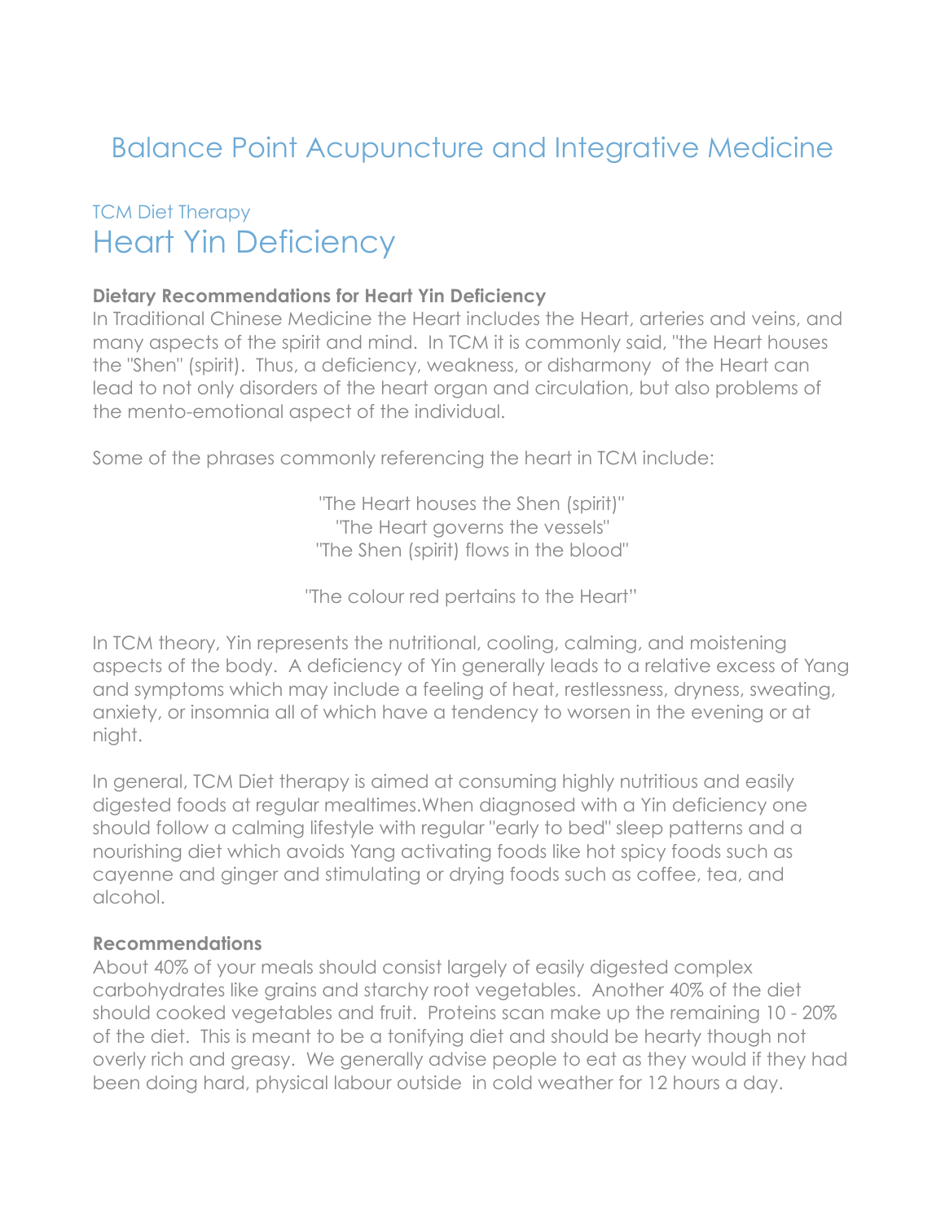# Balance Point Acupuncture and Integrative Medicine

TCM Diet Therapy

## Heart Yin Deficiency

**Dietary Recommendations for Heart Yin Deficiency**

In Traditional Chinese Medicine the Heart includes the Heart, arteries and veins, and many aspects of the spirit and mind. In TCM it is commonly said, "the Heart houses the "Shen" (spirit). Thus, a deficiency, weakness, or disharmony of the Heart can lead to not only disorders of the heart organ and circulation, but also problems of the mento-emotional aspect of the individual.

Some of the phrases commonly referencing the heart in TCM include:

"The Heart houses the Shen (spirit)"
"The Heart governs the vessels"
"The Shen (spirit) flows in the blood"

"The colour red pertains to the Heart"

In TCM theory, Yin represents the nutritional, cooling, calming, and moistening aspects of the body. A deficiency of Yin generally leads to a relative excess of Yang and symptoms which may include a feeling of heat, restlessness, dryness, sweating, anxiety, or insomnia all of which have a tendency to worsen in the evening or at night.

In general, TCM Diet therapy is aimed at consuming highly nutritious and easily digested foods at regular mealtimes.When diagnosed with a Yin deficiency one should follow a calming lifestyle with regular "early to bed" sleep patterns and a nourishing diet which avoids Yang activating foods like hot spicy foods such as cayenne and ginger and stimulating or drying foods such as coffee, tea, and alcohol.

**Recommendations**

About 40% of your meals should consist largely of easily digested complex carbohydrates like grains and starchy root vegetables. Another 40% of the diet should cooked vegetables and fruit. Proteins scan make up the remaining 10 - 20% of the diet. This is meant to be a tonifying diet and should be hearty though not overly rich and greasy. We generally advise people to eat as they would if they had been doing hard, physical labour outside in cold weather for 12 hours a day.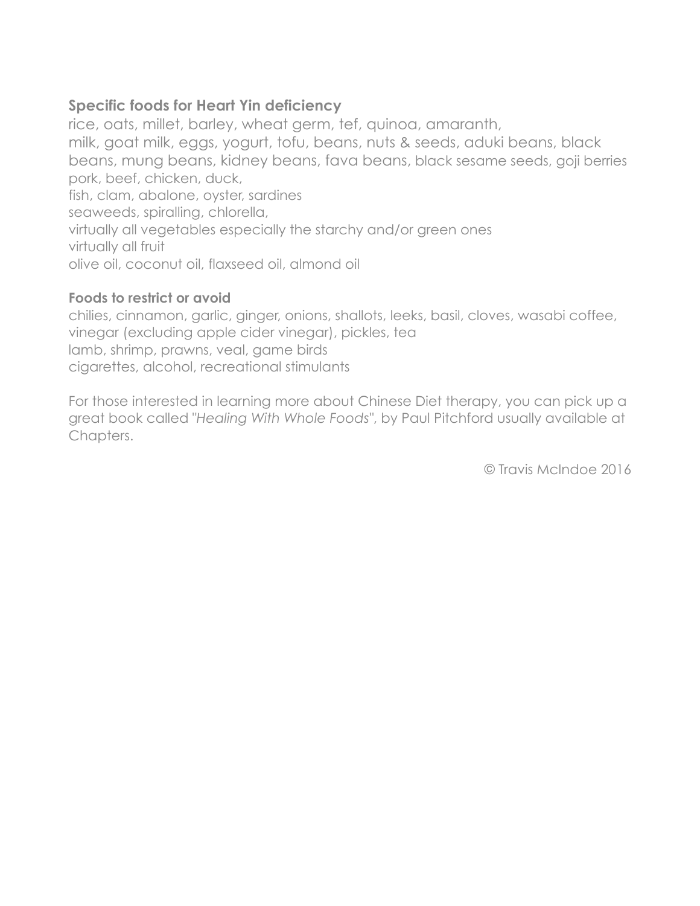**Specific foods for Heart Yin deficiency**

rice, oats, millet, barley, wheat germ, tef, quinoa, amaranth,
milk, goat milk, eggs, yogurt, tofu, beans, nuts & seeds, aduki beans, black beans, mung beans, kidney beans, fava beans, black sesame seeds, goji berries
pork, beef, chicken, duck,
fish, clam, abalone, oyster, sardines
seaweeds, spiralling, chlorella,
virtually all vegetables especially the starchy and/or green ones
virtually all fruit
olive oil, coconut oil, flaxseed oil, almond oil

**Foods to restrict or avoid**

chilies, cinnamon, garlic, ginger, onions, shallots, leeks, basil, cloves, wasabi coffee, vinegar (excluding apple cider vinegar), pickles, tea
lamb, shrimp, prawns, veal, game birds
cigarettes, alcohol, recreational stimulants

For those interested in learning more about Chinese Diet therapy, you can pick up a great book called "*Healing With Whole Foods*", by Paul Pitchford usually available at Chapters.

© Travis McIndoe 2016